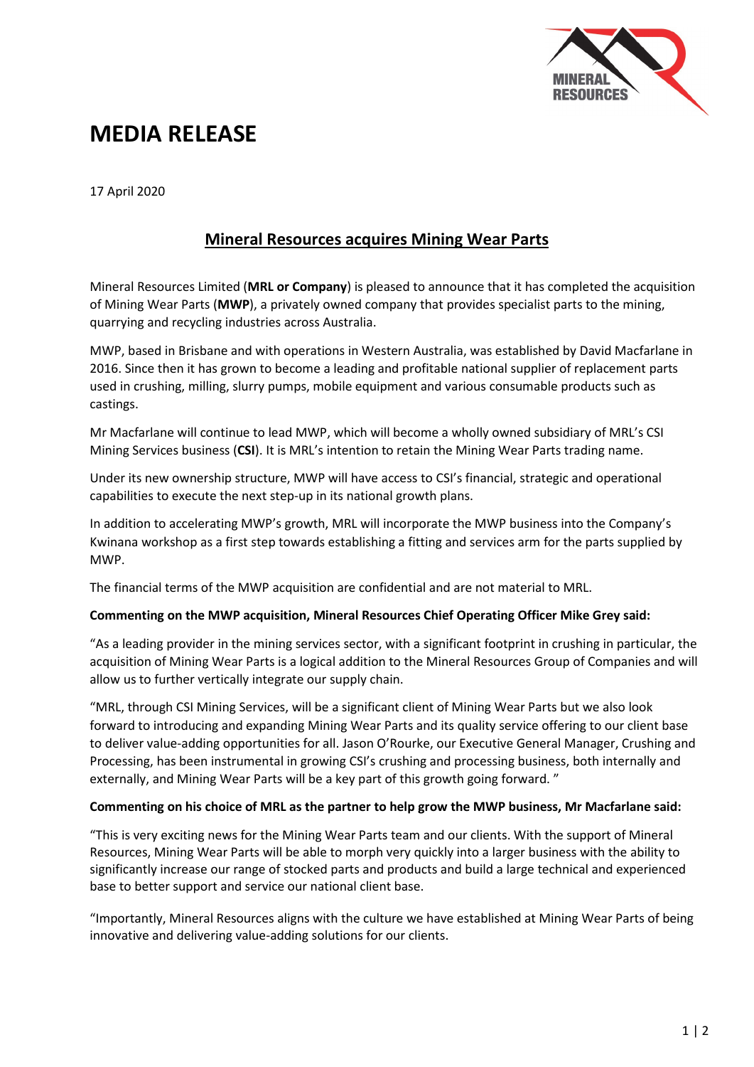# MEDIA RELEASE

17 April 2020

## Mineral Resources acquires Mining Wear Parts

Mineral Resources Limited (**MRL or Company**) is pleased to announce that it has completed the acquisition of Mining Wear Parts (**MWP**), a privately owned company that provides specialist parts to the mining, quarrying and recycling industries across Australia.

MWP, based in Brisbane and with operations in Western Australia, was established by David Macfarlane in 2016. Since then it has grown to become a leading and profitable national supplier of replacement parts used in crushing, milling, slurry pumps, mobile equipment and various consumable products such as castings.

Mr Macfarlane will continue to lead MWP, which will become a wholly owned subsidiary of MRL's CSI Mining Services business (**CSI**). It is MRL's intention to retain the Mining Wear Parts trading name.

Under its new ownership structure, MWP will have access to CSI's financial, strategic and operational capabilities to execute the next step-up in its national growth plans.

In addition to accelerating MWP's growth, MRL will incorporate the MWP business into the Company's Kwinana workshop as a first step towards establishing a fitting and services arm for the parts supplied by MWP.

The financial terms of the MWP acquisition are confidential and are not material to MRL.

**Commenting on the MWP acquisition, Mineral Resources Chief Operating Officer Mike Grey said:**

"As a leading provider in the mining services sector, with a significant footprint in crushing in particular, the acquisition of Mining Wear Parts is a logical addition to the Mineral Resources Group of Companies and will allow us to further vertically integrate our supply chain.

"MRL, through CSI Mining Services, will be a significant client of Mining Wear Parts but we also look forward to introducing and expanding Mining Wear Parts and its quality service offering to our client base to deliver value-adding opportunities for all. Jason O'Rourke, our Executive General Manager, Crushing and Processing, has been instrumental in growing CSI's crushing and processing business, both internally and externally, and Mining Wear Parts will be a key part of this growth going forward. "

**Commenting on his choice of MRL as the partner to help grow the MWP business, Mr Macfarlane said:**

"This is very exciting news for the Mining Wear Parts team and our clients. With the support of Mineral Resources, Mining Wear Parts will be able to morph very quickly into a larger business with the ability to significantly increase our range of stocked parts and products and build a large technical and experienced base to better support and service our national client base.

"Importantly, Mineral Resources aligns with the culture we have established at Mining Wear Parts of being innovative and delivering value-adding solutions for our clients.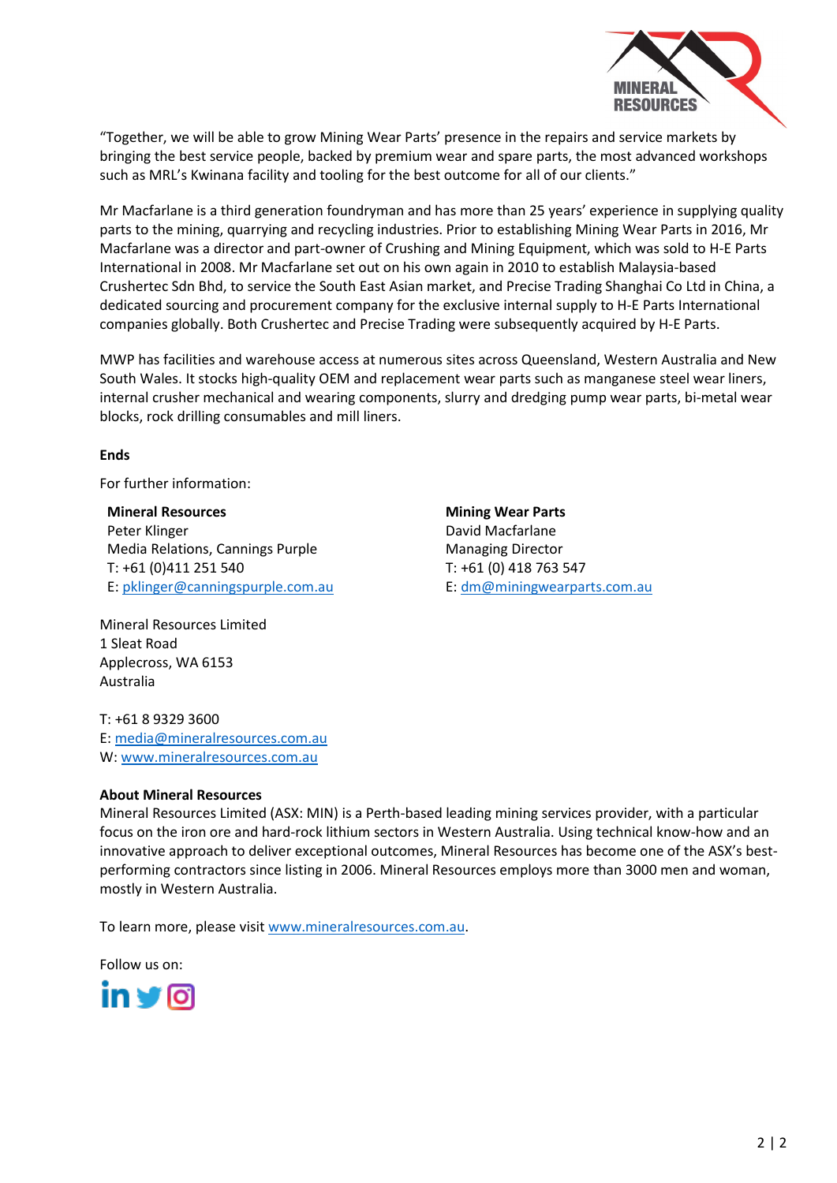"Together, we will be able to grow Mining Wear Parts' presence in the repairs and service markets by bringing the best service people, backed by premium wear and spare parts, the most advanced workshops such as MRL's Kwinana facility and tooling for the best outcome for all of our clients."

Mr Macfarlane is a third generation foundryman and has more than 25 years' experience in supplying quality parts to the mining, quarrying and recycling industries. Prior to establishing Mining Wear Parts in 2016, Mr Macfarlane was a director and part-owner of Crushing and Mining Equipment, which was sold to H-E Parts International in 2008. Mr Macfarlane set out on his own again in 2010 to establish Malaysia-based Crushertec Sdn Bhd, to service the South East Asian market, and Precise Trading Shanghai Co Ltd in China, a dedicated sourcing and procurement company for the exclusive internal supply to H-E Parts International companies globally. Both Crushertec and Precise Trading were subsequently acquired by H-E Parts.

MWP has facilities and warehouse access at numerous sites across Queensland, Western Australia and New South Wales. It stocks high-quality OEM and replacement wear parts such as manganese steel wear liners, internal crusher mechanical and wearing components, slurry and dredging pump wear parts, bi-metal wear blocks, rock drilling consumables and mill liners.

**Ends**

For further information:

**Mineral Resources**
Peter Klinger
Media Relations, Cannings Purple
T: +61 (0)411 251 540
E: pklinger@canningspurple.com.au

**Mining Wear Parts**
David Macfarlane
Managing Director
T: +61 (0) 418 763 547
E: dm@miningwearparts.com.au

Mineral Resources Limited
1 Sleat Road
Applecross, WA 6153
Australia

T: +61 8 9329 3600
E: media@mineralresources.com.au
W: www.mineralresources.com.au

**About Mineral Resources**
Mineral Resources Limited (ASX: MIN) is a Perth-based leading mining services provider, with a particular focus on the iron ore and hard-rock lithium sectors in Western Australia. Using technical know-how and an innovative approach to deliver exceptional outcomes, Mineral Resources has become one of the ASX's best-performing contractors since listing in 2006. Mineral Resources employs more than 3000 men and woman, mostly in Western Australia.

To learn more, please visit www.mineralresources.com.au.

Follow us on: